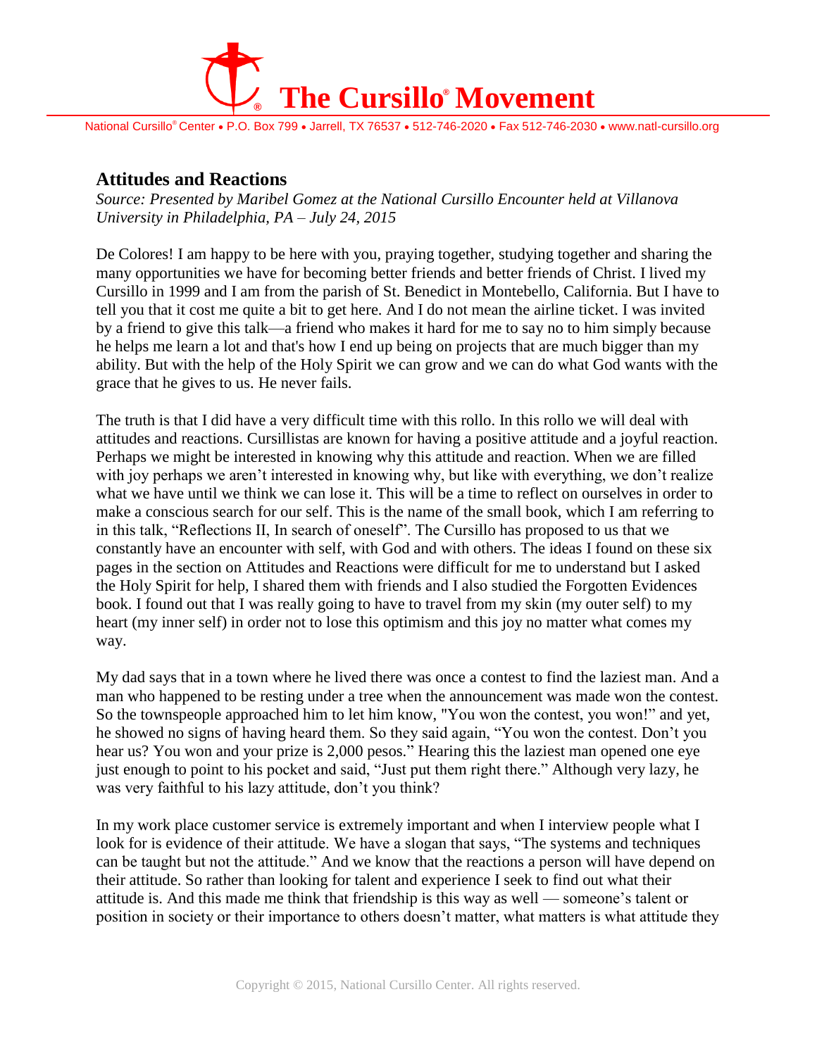# The Cursillo® Movement

National Cursillo® Center • P.O. Box 799 • Jarrell, TX 76537 • 512-746-2020 • Fax 512-746-2030 • www.natl-cursillo.org

## Attitudes and Reactions

*Source: Presented by Maribel Gomez at the National Cursillo Encounter held at Villanova University in Philadelphia, PA – July 24, 2015*

De Colores! I am happy to be here with you, praying together, studying together and sharing the many opportunities we have for becoming better friends and better friends of Christ. I lived my Cursillo in 1999 and I am from the parish of St. Benedict in Montebello, California. But I have to tell you that it cost me quite a bit to get here. And I do not mean the airline ticket. I was invited by a friend to give this talk—a friend who makes it hard for me to say no to him simply because he helps me learn a lot and that's how I end up being on projects that are much bigger than my ability. But with the help of the Holy Spirit we can grow and we can do what God wants with the grace that he gives to us. He never fails.

The truth is that I did have a very difficult time with this rollo. In this rollo we will deal with attitudes and reactions. Cursillistas are known for having a positive attitude and a joyful reaction. Perhaps we might be interested in knowing why this attitude and reaction. When we are filled with joy perhaps we aren't interested in knowing why, but like with everything, we don't realize what we have until we think we can lose it. This will be a time to reflect on ourselves in order to make a conscious search for our self. This is the name of the small book, which I am referring to in this talk, "Reflections II, In search of oneself". The Cursillo has proposed to us that we constantly have an encounter with self, with God and with others. The ideas I found on these six pages in the section on Attitudes and Reactions were difficult for me to understand but I asked the Holy Spirit for help, I shared them with friends and I also studied the Forgotten Evidences book. I found out that I was really going to have to travel from my skin (my outer self) to my heart (my inner self) in order not to lose this optimism and this joy no matter what comes my way.

My dad says that in a town where he lived there was once a contest to find the laziest man. And a man who happened to be resting under a tree when the announcement was made won the contest. So the townspeople approached him to let him know, "You won the contest, you won!" and yet, he showed no signs of having heard them. So they said again, "You won the contest. Don't you hear us? You won and your prize is 2,000 pesos." Hearing this the laziest man opened one eye just enough to point to his pocket and said, "Just put them right there." Although very lazy, he was very faithful to his lazy attitude, don't you think?

In my work place customer service is extremely important and when I interview people what I look for is evidence of their attitude. We have a slogan that says, "The systems and techniques can be taught but not the attitude." And we know that the reactions a person will have depend on their attitude. So rather than looking for talent and experience I seek to find out what their attitude is. And this made me think that friendship is this way as well — someone's talent or position in society or their importance to others doesn't matter, what matters is what attitude they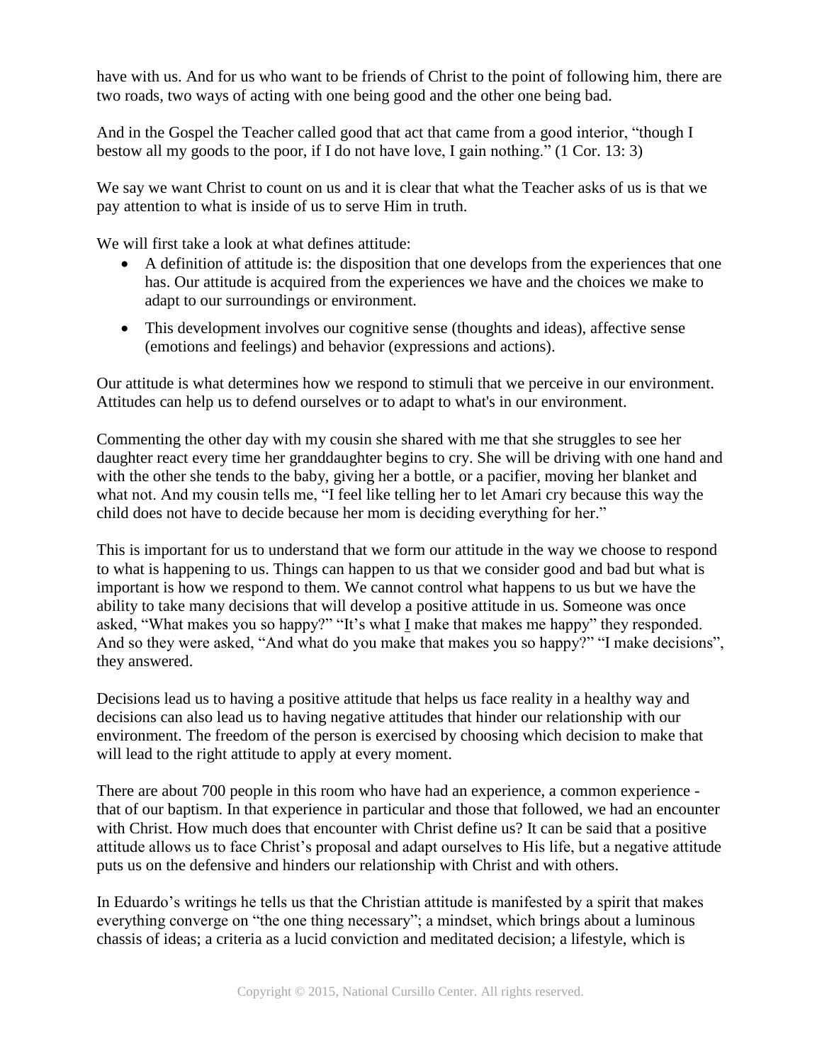have with us. And for us who want to be friends of Christ to the point of following him, there are two roads, two ways of acting with one being good and the other one being bad.

And in the Gospel the Teacher called good that act that came from a good interior, "though I bestow all my goods to the poor, if I do not have love, I gain nothing." (1 Cor. 13: 3)

We say we want Christ to count on us and it is clear that what the Teacher asks of us is that we pay attention to what is inside of us to serve Him in truth.

We will first take a look at what defines attitude:

- A definition of attitude is: the disposition that one develops from the experiences that one has. Our attitude is acquired from the experiences we have and the choices we make to adapt to our surroundings or environment.
- This development involves our cognitive sense (thoughts and ideas), affective sense (emotions and feelings) and behavior (expressions and actions).

Our attitude is what determines how we respond to stimuli that we perceive in our environment. Attitudes can help us to defend ourselves or to adapt to what's in our environment.

Commenting the other day with my cousin she shared with me that she struggles to see her daughter react every time her granddaughter begins to cry. She will be driving with one hand and with the other she tends to the baby, giving her a bottle, or a pacifier, moving her blanket and what not. And my cousin tells me, "I feel like telling her to let Amari cry because this way the child does not have to decide because her mom is deciding everything for her."

This is important for us to understand that we form our attitude in the way we choose to respond to what is happening to us. Things can happen to us that we consider good and bad but what is important is how we respond to them. We cannot control what happens to us but we have the ability to take many decisions that will develop a positive attitude in us. Someone was once asked, "What makes you so happy?" "It's what I make that makes me happy" they responded. And so they were asked, "And what do you make that makes you so happy?" "I make decisions", they answered.

Decisions lead us to having a positive attitude that helps us face reality in a healthy way and decisions can also lead us to having negative attitudes that hinder our relationship with our environment. The freedom of the person is exercised by choosing which decision to make that will lead to the right attitude to apply at every moment.

There are about 700 people in this room who have had an experience, a common experience - that of our baptism. In that experience in particular and those that followed, we had an encounter with Christ. How much does that encounter with Christ define us? It can be said that a positive attitude allows us to face Christ's proposal and adapt ourselves to His life, but a negative attitude puts us on the defensive and hinders our relationship with Christ and with others.

In Eduardo's writings he tells us that the Christian attitude is manifested by a spirit that makes everything converge on "the one thing necessary"; a mindset, which brings about a luminous chassis of ideas; a criteria as a lucid conviction and meditated decision; a lifestyle, which is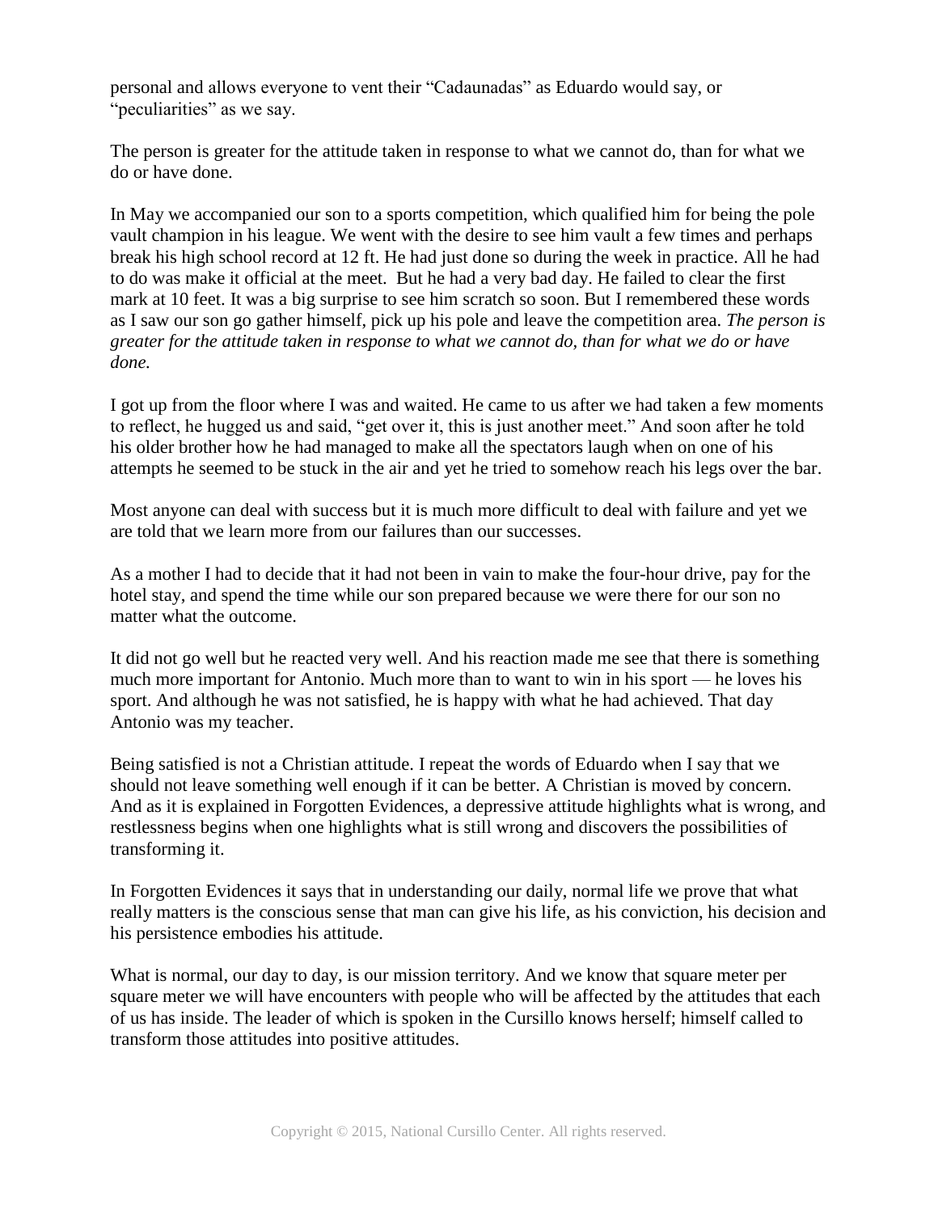personal and allows everyone to vent their "Cadaunadas" as Eduardo would say, or "peculiarities" as we say.

The person is greater for the attitude taken in response to what we cannot do, than for what we do or have done.

In May we accompanied our son to a sports competition, which qualified him for being the pole vault champion in his league. We went with the desire to see him vault a few times and perhaps break his high school record at 12 ft. He had just done so during the week in practice. All he had to do was make it official at the meet. But he had a very bad day. He failed to clear the first mark at 10 feet. It was a big surprise to see him scratch so soon. But I remembered these words as I saw our son go gather himself, pick up his pole and leave the competition area. *The person is greater for the attitude taken in response to what we cannot do, than for what we do or have done.*

I got up from the floor where I was and waited. He came to us after we had taken a few moments to reflect, he hugged us and said, "get over it, this is just another meet." And soon after he told his older brother how he had managed to make all the spectators laugh when on one of his attempts he seemed to be stuck in the air and yet he tried to somehow reach his legs over the bar.

Most anyone can deal with success but it is much more difficult to deal with failure and yet we are told that we learn more from our failures than our successes.

As a mother I had to decide that it had not been in vain to make the four-hour drive, pay for the hotel stay, and spend the time while our son prepared because we were there for our son no matter what the outcome.

It did not go well but he reacted very well. And his reaction made me see that there is something much more important for Antonio. Much more than to want to win in his sport — he loves his sport. And although he was not satisfied, he is happy with what he had achieved. That day Antonio was my teacher.

Being satisfied is not a Christian attitude. I repeat the words of Eduardo when I say that we should not leave something well enough if it can be better. A Christian is moved by concern. And as it is explained in Forgotten Evidences, a depressive attitude highlights what is wrong, and restlessness begins when one highlights what is still wrong and discovers the possibilities of transforming it.

In Forgotten Evidences it says that in understanding our daily, normal life we prove that what really matters is the conscious sense that man can give his life, as his conviction, his decision and his persistence embodies his attitude.

What is normal, our day to day, is our mission territory. And we know that square meter per square meter we will have encounters with people who will be affected by the attitudes that each of us has inside. The leader of which is spoken in the Cursillo knows herself; himself called to transform those attitudes into positive attitudes.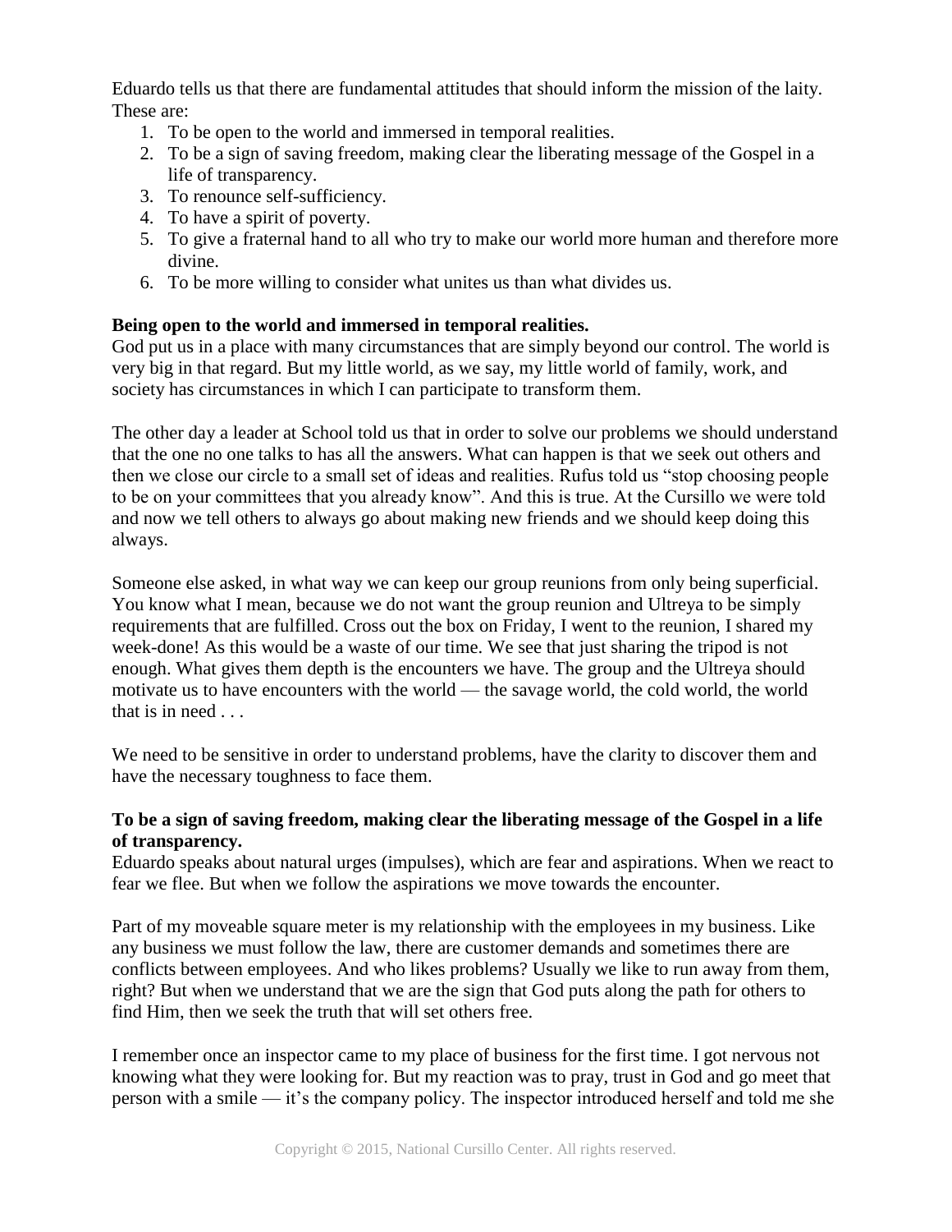Eduardo tells us that there are fundamental attitudes that should inform the mission of the laity. These are:

1. To be open to the world and immersed in temporal realities.
2. To be a sign of saving freedom, making clear the liberating message of the Gospel in a life of transparency.
3. To renounce self-sufficiency.
4. To have a spirit of poverty.
5. To give a fraternal hand to all who try to make our world more human and therefore more divine.
6. To be more willing to consider what unites us than what divides us.

**Being open to the world and immersed in temporal realities.**

God put us in a place with many circumstances that are simply beyond our control. The world is very big in that regard. But my little world, as we say, my little world of family, work, and society has circumstances in which I can participate to transform them.

The other day a leader at School told us that in order to solve our problems we should understand that the one no one talks to has all the answers. What can happen is that we seek out others and then we close our circle to a small set of ideas and realities. Rufus told us "stop choosing people to be on your committees that you already know". And this is true. At the Cursillo we were told and now we tell others to always go about making new friends and we should keep doing this always.

Someone else asked, in what way we can keep our group reunions from only being superficial. You know what I mean, because we do not want the group reunion and Ultreya to be simply requirements that are fulfilled. Cross out the box on Friday, I went to the reunion, I shared my week-done! As this would be a waste of our time. We see that just sharing the tripod is not enough. What gives them depth is the encounters we have. The group and the Ultreya should motivate us to have encounters with the world — the savage world, the cold world, the world that is in need . . .

We need to be sensitive in order to understand problems, have the clarity to discover them and have the necessary toughness to face them.

**To be a sign of saving freedom, making clear the liberating message of the Gospel in a life of transparency.**

Eduardo speaks about natural urges (impulses), which are fear and aspirations. When we react to fear we flee. But when we follow the aspirations we move towards the encounter.

Part of my moveable square meter is my relationship with the employees in my business. Like any business we must follow the law, there are customer demands and sometimes there are conflicts between employees. And who likes problems? Usually we like to run away from them, right? But when we understand that we are the sign that God puts along the path for others to find Him, then we seek the truth that will set others free.

I remember once an inspector came to my place of business for the first time. I got nervous not knowing what they were looking for. But my reaction was to pray, trust in God and go meet that person with a smile — it's the company policy. The inspector introduced herself and told me she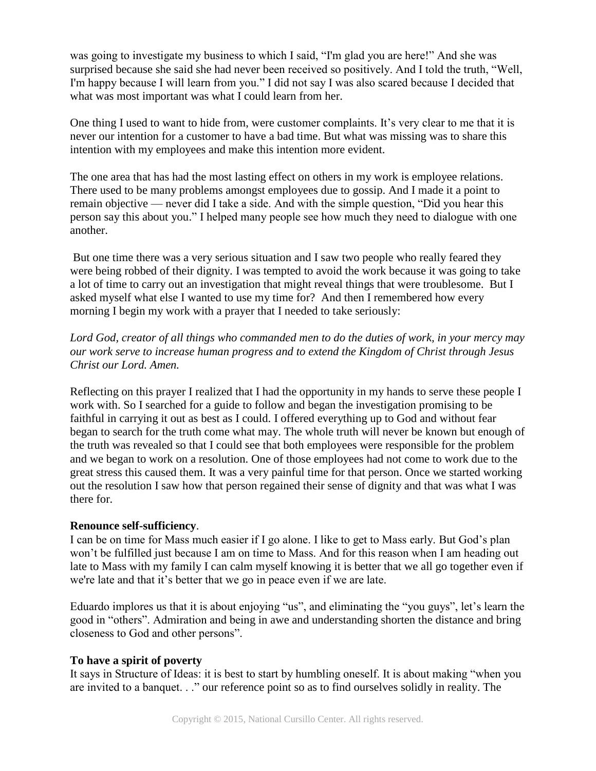was going to investigate my business to which I said, "I'm glad you are here!" And she was surprised because she said she had never been received so positively. And I told the truth, "Well, I'm happy because I will learn from you." I did not say I was also scared because I decided that what was most important was what I could learn from her.

One thing I used to want to hide from, were customer complaints. It's very clear to me that it is never our intention for a customer to have a bad time. But what was missing was to share this intention with my employees and make this intention more evident.

The one area that has had the most lasting effect on others in my work is employee relations. There used to be many problems amongst employees due to gossip. And I made it a point to remain objective — never did I take a side. And with the simple question, "Did you hear this person say this about you." I helped many people see how much they need to dialogue with one another.

But one time there was a very serious situation and I saw two people who really feared they were being robbed of their dignity. I was tempted to avoid the work because it was going to take a lot of time to carry out an investigation that might reveal things that were troublesome. But I asked myself what else I wanted to use my time for? And then I remembered how every morning I begin my work with a prayer that I needed to take seriously:

*Lord God, creator of all things who commanded men to do the duties of work, in your mercy may our work serve to increase human progress and to extend the Kingdom of Christ through Jesus Christ our Lord. Amen.*

Reflecting on this prayer I realized that I had the opportunity in my hands to serve these people I work with. So I searched for a guide to follow and began the investigation promising to be faithful in carrying it out as best as I could. I offered everything up to God and without fear began to search for the truth come what may. The whole truth will never be known but enough of the truth was revealed so that I could see that both employees were responsible for the problem and we began to work on a resolution. One of those employees had not come to work due to the great stress this caused them. It was a very painful time for that person. Once we started working out the resolution I saw how that person regained their sense of dignity and that was what I was there for.

**Renounce self-sufficiency**.
I can be on time for Mass much easier if I go alone. I like to get to Mass early. But God's plan won't be fulfilled just because I am on time to Mass. And for this reason when I am heading out late to Mass with my family I can calm myself knowing it is better that we all go together even if we're late and that it's better that we go in peace even if we are late.

Eduardo implores us that it is about enjoying "us", and eliminating the "you guys", let's learn the good in "others". Admiration and being in awe and understanding shorten the distance and bring closeness to God and other persons".

**To have a spirit of poverty**
It says in Structure of Ideas: it is best to start by humbling oneself. It is about making "when you are invited to a banquet. . ." our reference point so as to find ourselves solidly in reality. The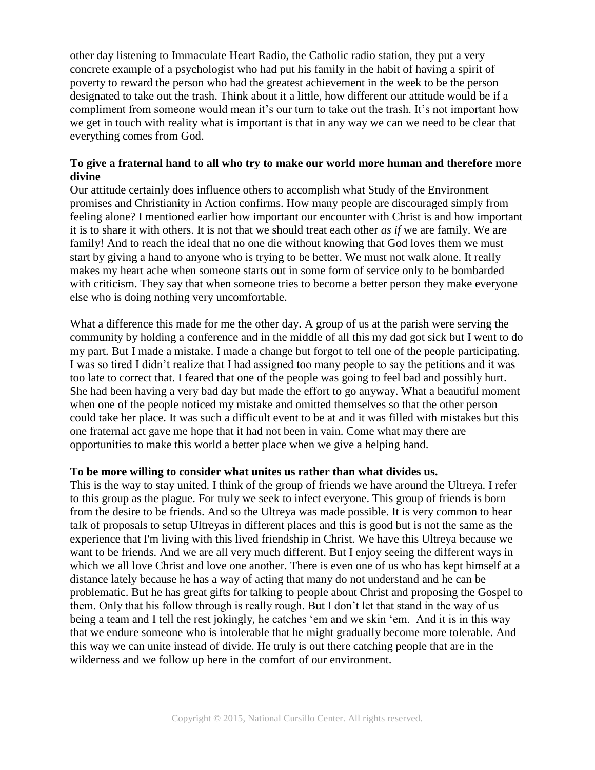other day listening to Immaculate Heart Radio, the Catholic radio station, they put a very concrete example of a psychologist who had put his family in the habit of having a spirit of poverty to reward the person who had the greatest achievement in the week to be the person designated to take out the trash. Think about it a little, how different our attitude would be if a compliment from someone would mean it's our turn to take out the trash. It's not important how we get in touch with reality what is important is that in any way we can we need to be clear that everything comes from God.

**To give a fraternal hand to all who try to make our world more human and therefore more divine**

Our attitude certainly does influence others to accomplish what Study of the Environment promises and Christianity in Action confirms. How many people are discouraged simply from feeling alone? I mentioned earlier how important our encounter with Christ is and how important it is to share it with others. It is not that we should treat each other *as if* we are family. We are family! And to reach the ideal that no one die without knowing that God loves them we must start by giving a hand to anyone who is trying to be better. We must not walk alone. It really makes my heart ache when someone starts out in some form of service only to be bombarded with criticism. They say that when someone tries to become a better person they make everyone else who is doing nothing very uncomfortable.

What a difference this made for me the other day. A group of us at the parish were serving the community by holding a conference and in the middle of all this my dad got sick but I went to do my part. But I made a mistake. I made a change but forgot to tell one of the people participating. I was so tired I didn't realize that I had assigned too many people to say the petitions and it was too late to correct that. I feared that one of the people was going to feel bad and possibly hurt. She had been having a very bad day but made the effort to go anyway. What a beautiful moment when one of the people noticed my mistake and omitted themselves so that the other person could take her place. It was such a difficult event to be at and it was filled with mistakes but this one fraternal act gave me hope that it had not been in vain. Come what may there are opportunities to make this world a better place when we give a helping hand.

**To be more willing to consider what unites us rather than what divides us.**

This is the way to stay united. I think of the group of friends we have around the Ultreya. I refer to this group as the plague. For truly we seek to infect everyone. This group of friends is born from the desire to be friends. And so the Ultreya was made possible. It is very common to hear talk of proposals to setup Ultreyas in different places and this is good but is not the same as the experience that I'm living with this lived friendship in Christ. We have this Ultreya because we want to be friends. And we are all very much different. But I enjoy seeing the different ways in which we all love Christ and love one another. There is even one of us who has kept himself at a distance lately because he has a way of acting that many do not understand and he can be problematic. But he has great gifts for talking to people about Christ and proposing the Gospel to them. Only that his follow through is really rough. But I don't let that stand in the way of us being a team and I tell the rest jokingly, he catches 'em and we skin 'em. And it is in this way that we endure someone who is intolerable that he might gradually become more tolerable. And this way we can unite instead of divide. He truly is out there catching people that are in the wilderness and we follow up here in the comfort of our environment.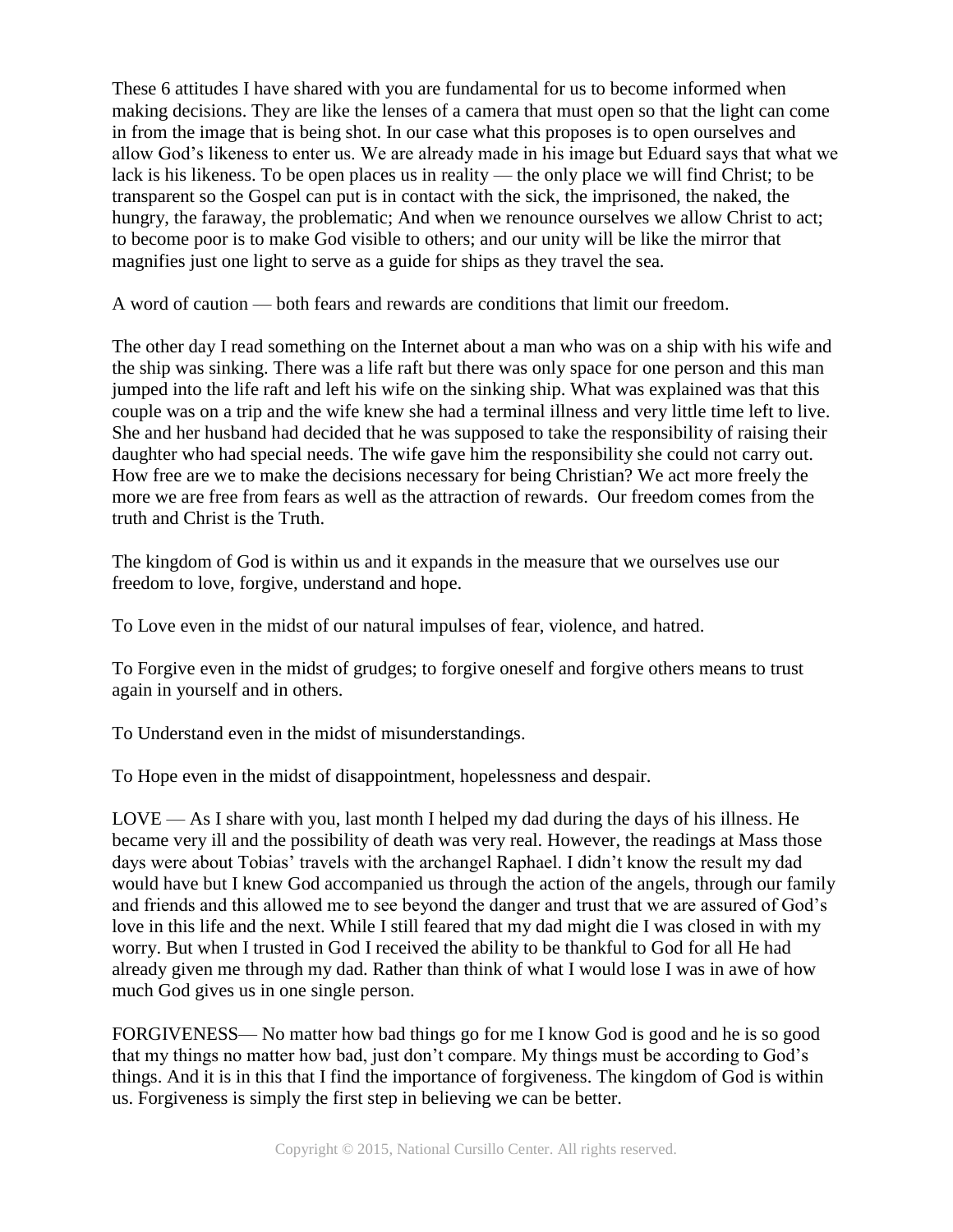These 6 attitudes I have shared with you are fundamental for us to become informed when making decisions. They are like the lenses of a camera that must open so that the light can come in from the image that is being shot. In our case what this proposes is to open ourselves and allow God's likeness to enter us. We are already made in his image but Eduard says that what we lack is his likeness. To be open places us in reality — the only place we will find Christ; to be transparent so the Gospel can put is in contact with the sick, the imprisoned, the naked, the hungry, the faraway, the problematic; And when we renounce ourselves we allow Christ to act; to become poor is to make God visible to others; and our unity will be like the mirror that magnifies just one light to serve as a guide for ships as they travel the sea.

A word of caution — both fears and rewards are conditions that limit our freedom.

The other day I read something on the Internet about a man who was on a ship with his wife and the ship was sinking. There was a life raft but there was only space for one person and this man jumped into the life raft and left his wife on the sinking ship. What was explained was that this couple was on a trip and the wife knew she had a terminal illness and very little time left to live. She and her husband had decided that he was supposed to take the responsibility of raising their daughter who had special needs. The wife gave him the responsibility she could not carry out. How free are we to make the decisions necessary for being Christian? We act more freely the more we are free from fears as well as the attraction of rewards. Our freedom comes from the truth and Christ is the Truth.

The kingdom of God is within us and it expands in the measure that we ourselves use our freedom to love, forgive, understand and hope.

To Love even in the midst of our natural impulses of fear, violence, and hatred.

To Forgive even in the midst of grudges; to forgive oneself and forgive others means to trust again in yourself and in others.

To Understand even in the midst of misunderstandings.

To Hope even in the midst of disappointment, hopelessness and despair.

LOVE — As I share with you, last month I helped my dad during the days of his illness. He became very ill and the possibility of death was very real. However, the readings at Mass those days were about Tobias' travels with the archangel Raphael. I didn't know the result my dad would have but I knew God accompanied us through the action of the angels, through our family and friends and this allowed me to see beyond the danger and trust that we are assured of God's love in this life and the next. While I still feared that my dad might die I was closed in with my worry. But when I trusted in God I received the ability to be thankful to God for all He had already given me through my dad. Rather than think of what I would lose I was in awe of how much God gives us in one single person.

FORGIVENESS— No matter how bad things go for me I know God is good and he is so good that my things no matter how bad, just don't compare. My things must be according to God's things. And it is in this that I find the importance of forgiveness. The kingdom of God is within us. Forgiveness is simply the first step in believing we can be better.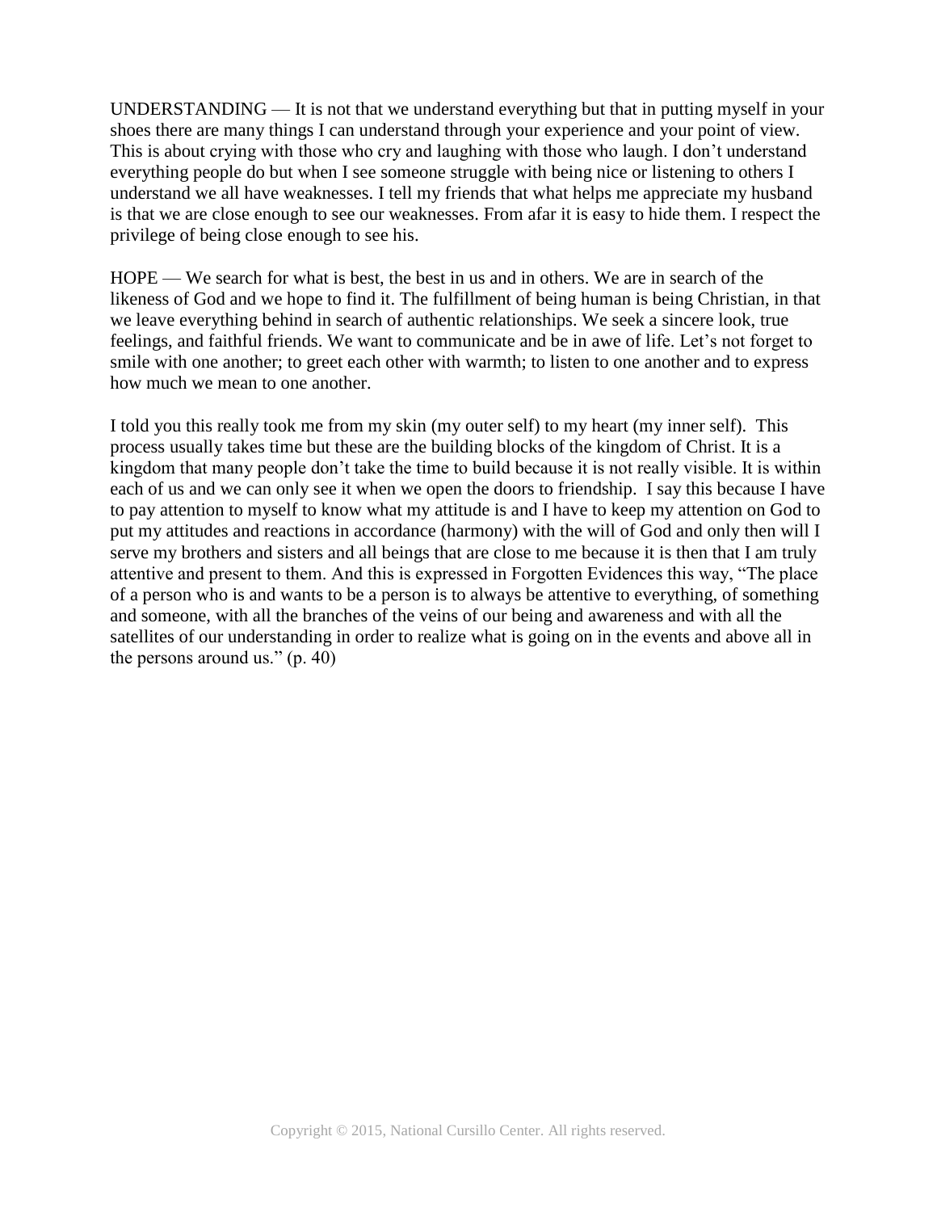UNDERSTANDING — It is not that we understand everything but that in putting myself in your shoes there are many things I can understand through your experience and your point of view. This is about crying with those who cry and laughing with those who laugh. I don't understand everything people do but when I see someone struggle with being nice or listening to others I understand we all have weaknesses. I tell my friends that what helps me appreciate my husband is that we are close enough to see our weaknesses. From afar it is easy to hide them. I respect the privilege of being close enough to see his.

HOPE — We search for what is best, the best in us and in others. We are in search of the likeness of God and we hope to find it. The fulfillment of being human is being Christian, in that we leave everything behind in search of authentic relationships. We seek a sincere look, true feelings, and faithful friends. We want to communicate and be in awe of life. Let's not forget to smile with one another; to greet each other with warmth; to listen to one another and to express how much we mean to one another.

I told you this really took me from my skin (my outer self) to my heart (my inner self). This process usually takes time but these are the building blocks of the kingdom of Christ. It is a kingdom that many people don't take the time to build because it is not really visible. It is within each of us and we can only see it when we open the doors to friendship. I say this because I have to pay attention to myself to know what my attitude is and I have to keep my attention on God to put my attitudes and reactions in accordance (harmony) with the will of God and only then will I serve my brothers and sisters and all beings that are close to me because it is then that I am truly attentive and present to them. And this is expressed in Forgotten Evidences this way, "The place of a person who is and wants to be a person is to always be attentive to everything, of something and someone, with all the branches of the veins of our being and awareness and with all the satellites of our understanding in order to realize what is going on in the events and above all in the persons around us." (p. 40)